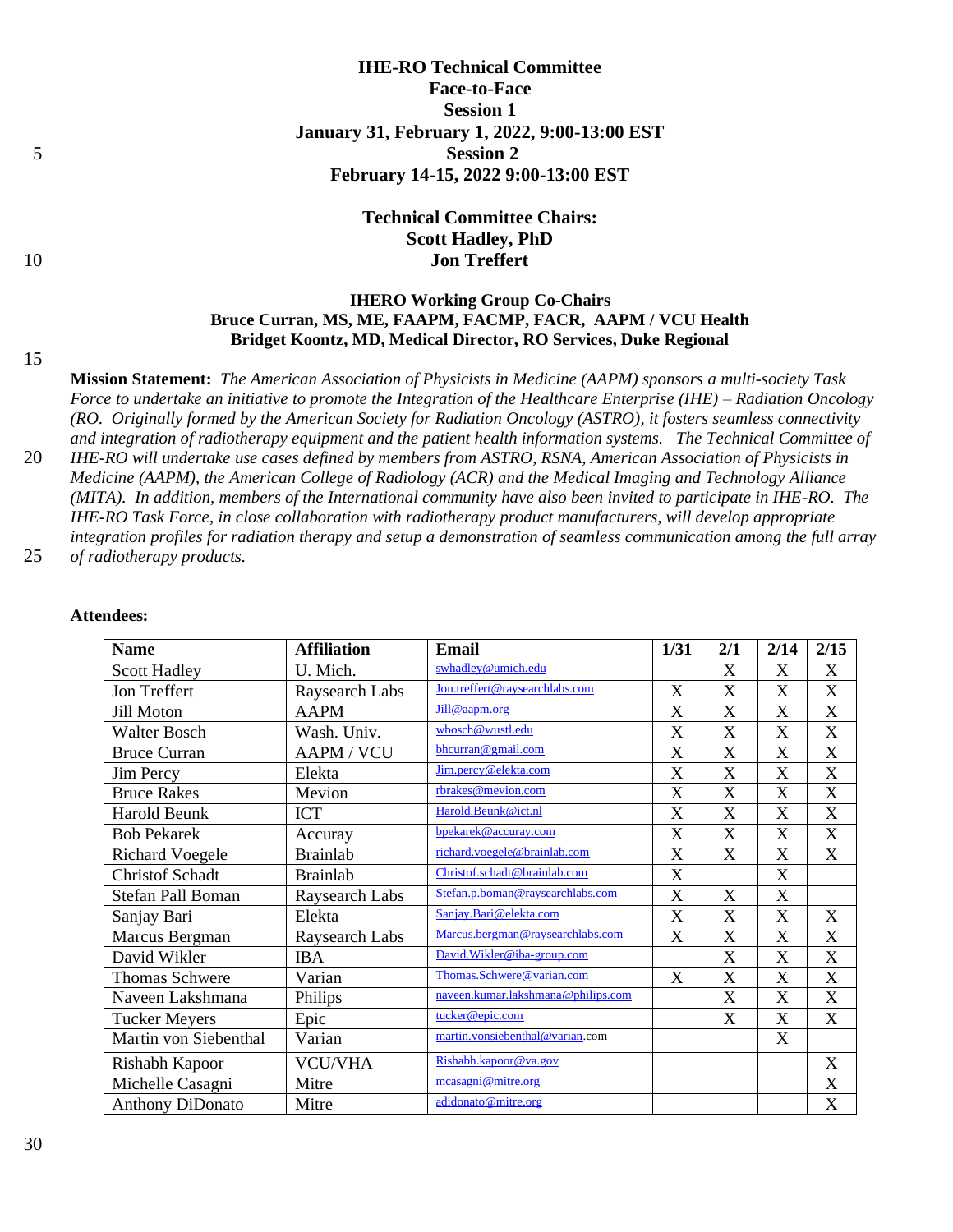**IHE-RO Technical Committee**
**Face-to-Face**
**Session 1**
**January 31, February 1, 2022, 9:00-13:00 EST**
**Session 2**
**February 14-15, 2022 9:00-13:00 EST**

**Technical Committee Chairs:**
**Scott Hadley, PhD**
**Jon Treffert**

**IHERO Working Group Co-Chairs**
**Bruce Curran, MS, ME, FAAPM, FACMP, FACR, AAPM / VCU Health**
**Bridget Koontz, MD, Medical Director, RO Services, Duke Regional**

**Mission Statement:** *The American Association of Physicists in Medicine (AAPM) sponsors a multi-society Task Force to undertake an initiative to promote the Integration of the Healthcare Enterprise (IHE) – Radiation Oncology (RO. Originally formed by the American Society for Radiation Oncology (ASTRO), it fosters seamless connectivity and integration of radiotherapy equipment and the patient health information systems. The Technical Committee of IHE-RO will undertake use cases defined by members from ASTRO, RSNA, American Association of Physicists in Medicine (AAPM), the American College of Radiology (ACR) and the Medical Imaging and Technology Alliance (MITA). In addition, members of the International community have also been invited to participate in IHE-RO. The IHE-RO Task Force, in close collaboration with radiotherapy product manufacturers, will develop appropriate integration profiles for radiation therapy and setup a demonstration of seamless communication among the full array of radiotherapy products.*

**Attendees:**

| Name | Affiliation | Email | 1/31 | 2/1 | 2/14 | 2/15 |
|---|---|---|---|---|---|---|
| Scott Hadley | U. Mich. | swhadley@umich.edu | | X | X | X |
| Jon Treffert | Raysearch Labs | Jon.treffert@raysearchlabs.com | X | X | X | X |
| Jill Moton | AAPM | Jill@aapm.org | X | X | X | X |
| Walter Bosch | Wash. Univ. | wbosch@wustl.edu | X | X | X | X |
| Bruce Curran | AAPM / VCU | bhcurran@gmail.com | X | X | X | X |
| Jim Percy | Elekta | Jim.percy@elekta.com | X | X | X | X |
| Bruce Rakes | Mevion | rbrakes@mevion.com | X | X | X | X |
| Harold Beunk | ICT | Harold.Beunk@ict.nl | X | X | X | X |
| Bob Pekarek | Accuray | bpekarek@accuray.com | X | X | X | X |
| Richard Voegele | Brainlab | richard.voegele@brainlab.com | X | X | X | X |
| Christof Schadt | Brainlab | Christof.schadt@brainlab.com | X | | X | |
| Stefan Pall Boman | Raysearch Labs | Stefan.p.boman@raysearchlabs.com | X | X | X | |
| Sanjay Bari | Elekta | Sanjay.Bari@elekta.com | X | X | X | X |
| Marcus Bergman | Raysearch Labs | Marcus.bergman@raysearchlabs.com | X | X | X | X |
| David Wikler | IBA | David.Wikler@iba-group.com | | X | X | X |
| Thomas Schwere | Varian | Thomas.Schwere@varian.com | X | X | X | X |
| Naveen Lakshmana | Philips | naveen.kumar.lakshmana@philips.com | | X | X | X |
| Tucker Meyers | Epic | tucker@epic.com | | X | X | X |
| Martin von Siebenthal | Varian | martin.vonsiebenthal@varian.com | | | X | |
| Rishabh Kapoor | VCU/VHA | Rishabh.kapoor@va.gov | | | | X |
| Michelle Casagni | Mitre | mcasagni@mitre.org | | | | X |
| Anthony DiDonato | Mitre | adidonato@mitre.org | | | | X |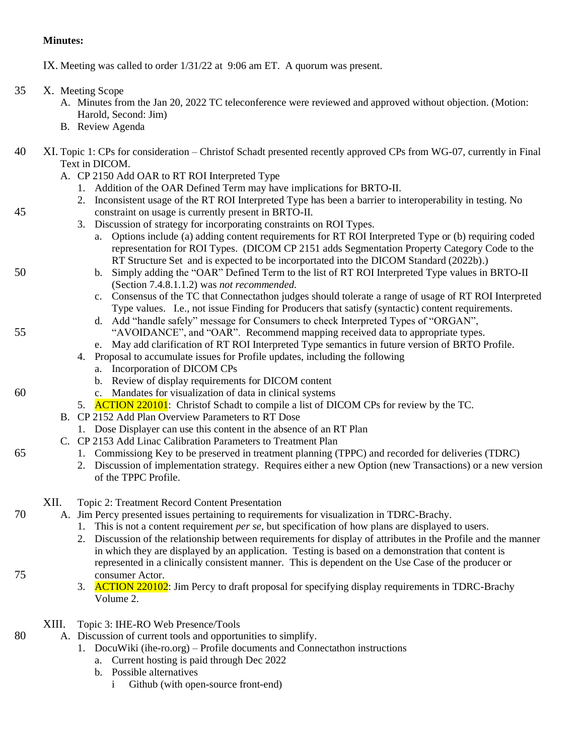**Minutes:**

IX. Meeting was called to order 1/31/22 at 9:06 am ET. A quorum was present.

X. Meeting Scope
   A. Minutes from the Jan 20, 2022 TC teleconference were reviewed and approved without objection. (Motion: Harold, Second: Jim)
   B. Review Agenda

XI. Topic 1: CPs for consideration – Christof Schadt presented recently approved CPs from WG-07, currently in Final Text in DICOM.
   A. CP 2150 Add OAR to RT ROI Interpreted Type
      1. Addition of the OAR Defined Term may have implications for BRTO-II.
      2. Inconsistent usage of the RT ROI Interpreted Type has been a barrier to interoperability in testing. No constraint on usage is currently present in BRTO-II.
      3. Discussion of strategy for incorporating constraints on ROI Types.
         a. Options include (a) adding content requirements for RT ROI Interpreted Type or (b) requiring coded representation for ROI Types. (DICOM CP 2151 adds Segmentation Property Category Code to the RT Structure Set and is expected to be incorportated into the DICOM Standard (2022b).)
         b. Simply adding the "OAR" Defined Term to the list of RT ROI Interpreted Type values in BRTO-II (Section 7.4.8.1.1.2) was *not recommended.*
         c. Consensus of the TC that Connectathon judges should tolerate a range of usage of RT ROI Interpreted Type values. I.e., not issue Finding for Producers that satisfy (syntactic) content requirements.
         d. Add "handle safely" message for Consumers to check Interpreted Types of "ORGAN", "AVOIDANCE", and "OAR". Recommend mapping received data to appropriate types.
         e. May add clarification of RT ROI Interpreted Type semantics in future version of BRTO Profile.
      4. Proposal to accumulate issues for Profile updates, including the following
         a. Incorporation of DICOM CPs
         b. Review of display requirements for DICOM content
         c. Mandates for visualization of data in clinical systems
      5. ACTION 220101: Christof Schadt to compile a list of DICOM CPs for review by the TC.
   B. CP 2152 Add Plan Overview Parameters to RT Dose
      1. Dose Displayer can use this content in the absence of an RT Plan
   C. CP 2153 Add Linac Calibration Parameters to Treatment Plan
      1. Commissiong Key to be preserved in treatment planning (TPPC) and recorded for deliveries (TDRC)
      2. Discussion of implementation strategy. Requires either a new Option (new Transactions) or a new version of the TPPC Profile.

XII. Topic 2: Treatment Record Content Presentation
   A. Jim Percy presented issues pertaining to requirements for visualization in TDRC-Brachy.
      1. This is not a content requirement *per se*, but specification of how plans are displayed to users.
      2. Discussion of the relationship between requirements for display of attributes in the Profile and the manner in which they are displayed by an application. Testing is based on a demonstration that content is represented in a clinically consistent manner. This is dependent on the Use Case of the producer or consumer Actor.
      3. ACTION 220102: Jim Percy to draft proposal for specifying display requirements in TDRC-Brachy Volume 2.

XIII. Topic 3: IHE-RO Web Presence/Tools
   A. Discussion of current tools and opportunities to simplify.
      1. DocuWiki (ihe-ro.org) – Profile documents and Connectathon instructions
         a. Current hosting is paid through Dec 2022
         b. Possible alternatives
            i Github (with open-source front-end)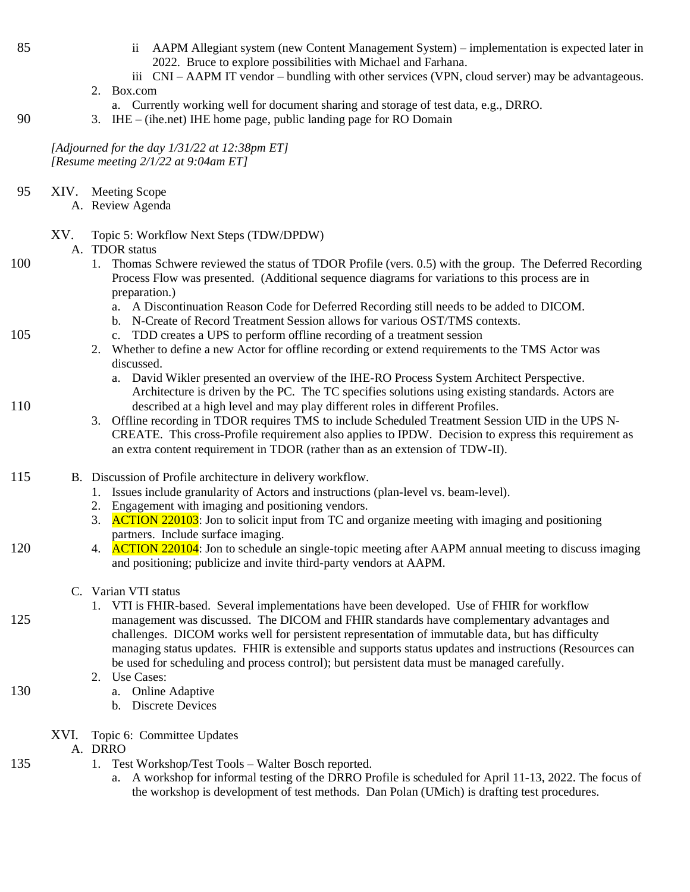- ii AAPM Allegiant system (new Content Management System) – implementation is expected later in 2022. Bruce to explore possibilities with Michael and Farhana.
   - iii CNI – AAPM IT vendor – bundling with other services (VPN, cloud server) may be advantageous.

2. Box.com
   - a. Currently working well for document sharing and storage of test data, e.g., DRRO.
3. IHE – (ihe.net) IHE home page, public landing page for RO Domain

*[Adjourned for the day 1/31/22 at 12:38pm ET]*
*[Resume meeting 2/1/22 at 9:04am ET]*

XIV. Meeting Scope

A. Review Agenda

XV. Topic 5: Workflow Next Steps (TDW/DPDW)

A. TDOR status

1. Thomas Schwere reviewed the status of TDOR Profile (vers. 0.5) with the group. The Deferred Recording Process Flow was presented. (Additional sequence diagrams for variations to this process are in preparation.)
   - a. A Discontinuation Reason Code for Deferred Recording still needs to be added to DICOM.
   - b. N-Create of Record Treatment Session allows for various OST/TMS contexts.
   - c. TDD creates a UPS to perform offline recording of a treatment session
2. Whether to define a new Actor for offline recording or extend requirements to the TMS Actor was discussed.
   - a. David Wikler presented an overview of the IHE-RO Process System Architect Perspective. Architecture is driven by the PC. The TC specifies solutions using existing standards. Actors are described at a high level and may play different roles in different Profiles.
3. Offline recording in TDOR requires TMS to include Scheduled Treatment Session UID in the UPS N-CREATE. This cross-Profile requirement also applies to IPDW. Decision to express this requirement as an extra content requirement in TDOR (rather than as an extension of TDW-II).

B. Discussion of Profile architecture in delivery workflow.

1. Issues include granularity of Actors and instructions (plan-level vs. beam-level).
2. Engagement with imaging and positioning vendors.
3. ACTION 220103: Jon to solicit input from TC and organize meeting with imaging and positioning partners. Include surface imaging.
4. ACTION 220104: Jon to schedule an single-topic meeting after AAPM annual meeting to discuss imaging and positioning; publicize and invite third-party vendors at AAPM.

C. Varian VTI status

1. VTI is FHIR-based. Several implementations have been developed. Use of FHIR for workflow management was discussed. The DICOM and FHIR standards have complementary advantages and challenges. DICOM works well for persistent representation of immutable data, but has difficulty managing status updates. FHIR is extensible and supports status updates and instructions (Resources can be used for scheduling and process control); but persistent data must be managed carefully.
2. Use Cases:
   - a. Online Adaptive
   - b. Discrete Devices

XVI. Topic 6: Committee Updates

A. DRRO

1. Test Workshop/Test Tools – Walter Bosch reported.
   - a. A workshop for informal testing of the DRRO Profile is scheduled for April 11-13, 2022. The focus of the workshop is development of test methods. Dan Polan (UMich) is drafting test procedures.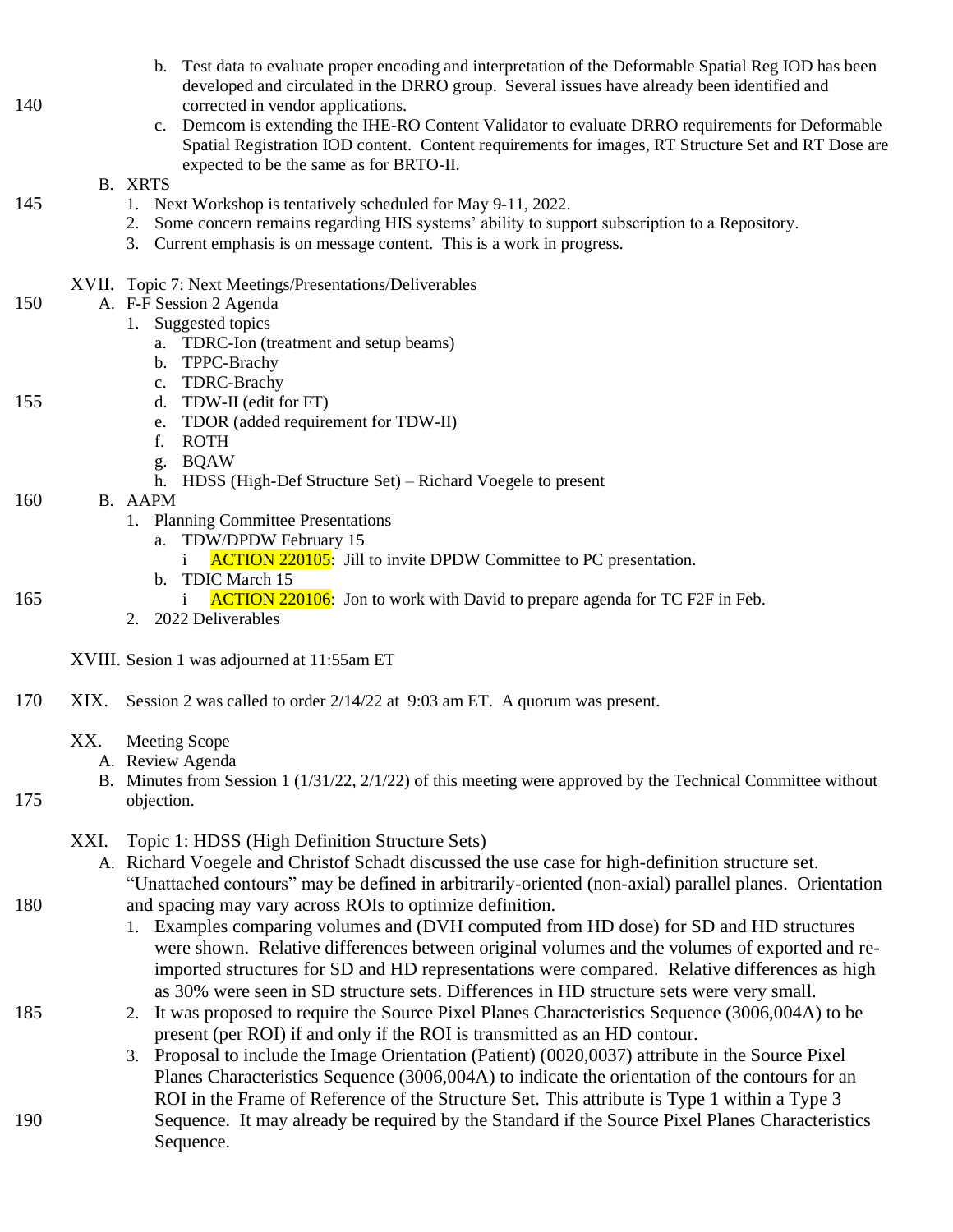b. Test data to evaluate proper encoding and interpretation of the Deformable Spatial Reg IOD has been developed and circulated in the DRRO group. Several issues have already been identified and corrected in vendor applications.

c. Demcom is extending the IHE-RO Content Validator to evaluate DRRO requirements for Deformable Spatial Registration IOD content. Content requirements for images, RT Structure Set and RT Dose are expected to be the same as for BRTO-II.

B. XRTS

1. Next Workshop is tentatively scheduled for May 9-11, 2022.
2. Some concern remains regarding HIS systems' ability to support subscription to a Repository.
3. Current emphasis is on message content. This is a work in progress.

XVII. Topic 7: Next Meetings/Presentations/Deliverables

A. F-F Session 2 Agenda

1. Suggested topics
   a. TDRC-Ion (treatment and setup beams)
   b. TPPC-Brachy
   c. TDRC-Brachy
   d. TDW-II (edit for FT)
   e. TDOR (added requirement for TDW-II)
   f. ROTH
   g. BQAW
   h. HDSS (High-Def Structure Set) – Richard Voegele to present

B. AAPM

1. Planning Committee Presentations
   a. TDW/DPDW February 15
      i ACTION 220105: Jill to invite DPDW Committee to PC presentation.
   b. TDIC March 15
      i ACTION 220106: Jon to work with David to prepare agenda for TC F2F in Feb.
2. 2022 Deliverables

XVIII. Sesion 1 was adjourned at 11:55am ET

XIX. Session 2 was called to order 2/14/22 at 9:03 am ET. A quorum was present.

XX. Meeting Scope

A. Review Agenda

B. Minutes from Session 1 (1/31/22, 2/1/22) of this meeting were approved by the Technical Committee without objection.

XXI. Topic 1: HDSS (High Definition Structure Sets)

A. Richard Voegele and Christof Schadt discussed the use case for high-definition structure set. "Unattached contours" may be defined in arbitrarily-oriented (non-axial) parallel planes. Orientation and spacing may vary across ROIs to optimize definition.

1. Examples comparing volumes and (DVH computed from HD dose) for SD and HD structures were shown. Relative differences between original volumes and the volumes of exported and re-imported structures for SD and HD representations were compared. Relative differences as high as 30% were seen in SD structure sets. Differences in HD structure sets were very small.
2. It was proposed to require the Source Pixel Planes Characteristics Sequence (3006,004A) to be present (per ROI) if and only if the ROI is transmitted as an HD contour.
3. Proposal to include the Image Orientation (Patient) (0020,0037) attribute in the Source Pixel Planes Characteristics Sequence (3006,004A) to indicate the orientation of the contours for an ROI in the Frame of Reference of the Structure Set. This attribute is Type 1 within a Type 3 Sequence. It may already be required by the Standard if the Source Pixel Planes Characteristics Sequence.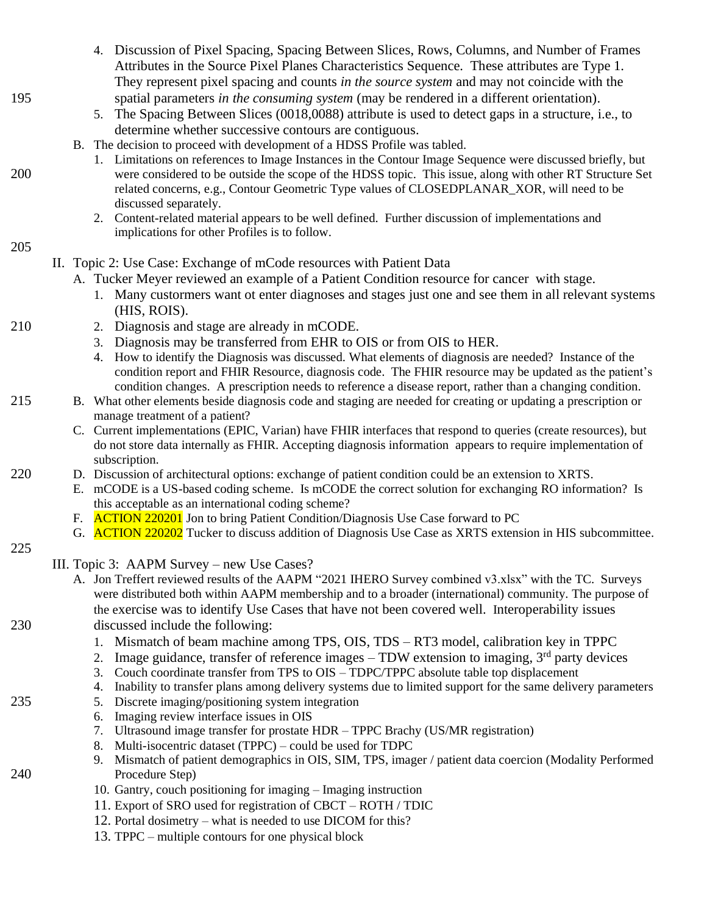4. Discussion of Pixel Spacing, Spacing Between Slices, Rows, Columns, and Number of Frames Attributes in the Source Pixel Planes Characteristics Sequence. These attributes are Type 1. They represent pixel spacing and counts *in the source system* and may not coincide with the spatial parameters *in the consuming system* (may be rendered in a different orientation).
5. The Spacing Between Slices (0018,0088) attribute is used to detect gaps in a structure, i.e., to determine whether successive contours are contiguous.

B. The decision to proceed with development of a HDSS Profile was tabled.

1. Limitations on references to Image Instances in the Contour Image Sequence were discussed briefly, but were considered to be outside the scope of the HDSS topic. This issue, along with other RT Structure Set related concerns, e.g., Contour Geometric Type values of CLOSEDPLANAR_XOR, will need to be discussed separately.
2. Content-related material appears to be well defined. Further discussion of implementations and implications for other Profiles is to follow.

II. Topic 2: Use Case: Exchange of mCode resources with Patient Data

A. Tucker Meyer reviewed an example of a Patient Condition resource for cancer with stage.

1. Many curstomers want ot enter diagnoses and stages just one and see them in all relevant systems (HIS, ROIS).
2. Diagnosis and stage are already in mCODE.
3. Diagnosis may be transferred from EHR to OIS or from OIS to HER.
4. How to identify the Diagnosis was discussed. What elements of diagnosis are needed? Instance of the condition report and FHIR Resource, diagnosis code. The FHIR resource may be updated as the patient's condition changes. A prescription needs to reference a disease report, rather than a changing condition.

B. What other elements beside diagnosis code and staging are needed for creating or updating a prescription or manage treatment of a patient?

C. Current implementations (EPIC, Varian) have FHIR interfaces that respond to queries (create resources), but do not store data internally as FHIR. Accepting diagnosis information appears to require implementation of subscription.

D. Discussion of architectural options: exchange of patient condition could be an extension to XRTS.

E. mCODE is a US-based coding scheme. Is mCODE the correct solution for exchanging RO information? Is this acceptable as an international coding scheme?

F. ACTION 220201 Jon to bring Patient Condition/Diagnosis Use Case forward to PC

G. ACTION 220202 Tucker to discuss addition of Diagnosis Use Case as XRTS extension in HIS subcommittee.

III. Topic 3: AAPM Survey – new Use Cases?

A. Jon Treffert reviewed results of the AAPM "2021 IHERO Survey combined v3.xlsx" with the TC. Surveys were distributed both within AAPM membership and to a broader (international) community. The purpose of the exercise was to identify Use Cases that have not been covered well. Interoperability issues discussed include the following:

1. Mismatch of beam machine among TPS, OIS, TDS – RT3 model, calibration key in TPPC
2. Image guidance, transfer of reference images – TDW extension to imaging, 3rd party devices
3. Couch coordinate transfer from TPS to OIS – TDPC/TPPC absolute table top displacement
4. Inability to transfer plans among delivery systems due to limited support for the same delivery parameters
5. Discrete imaging/positioning system integration
6. Imaging review interface issues in OIS
7. Ultrasound image transfer for prostate HDR – TPPC Brachy (US/MR registration)
8. Multi-isocentric dataset (TPPC) – could be used for TDPC
9. Mismatch of patient demographics in OIS, SIM, TPS, imager / patient data coercion (Modality Performed Procedure Step)
10. Gantry, couch positioning for imaging – Imaging instruction
11. Export of SRO used for registration of CBCT – ROTH / TDIC
12. Portal dosimetry – what is needed to use DICOM for this?
13. TPPC – multiple contours for one physical block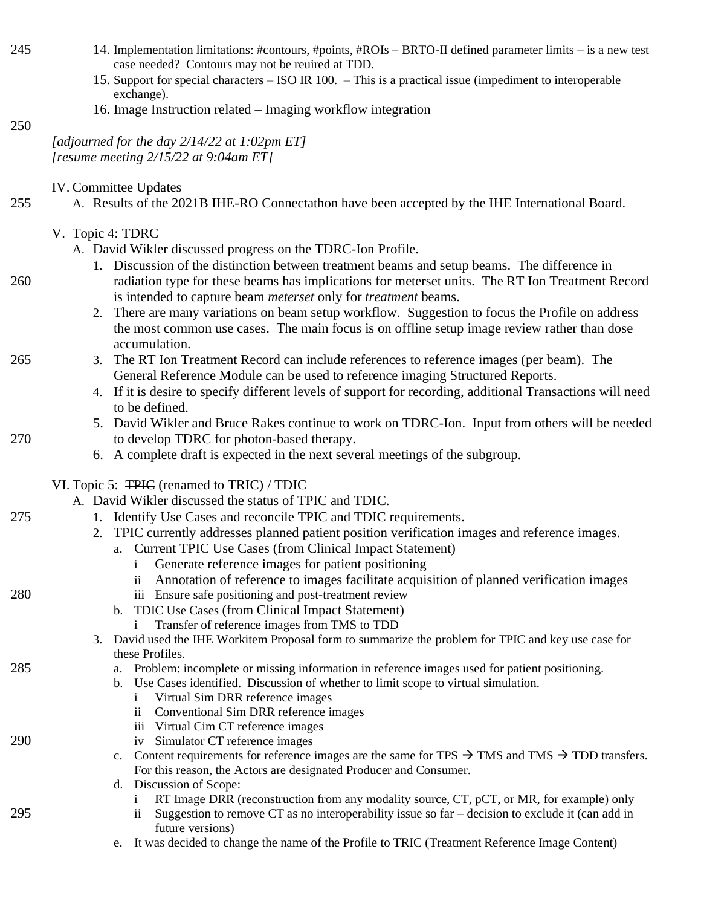14. Implementation limitations: #contours, #points, #ROIs – BRTO-II defined parameter limits – is a new test case needed? Contours may not be reuired at TDD.
15. Support for special characters – ISO IR 100. – This is a practical issue (impediment to interoperable exchange).
16. Image Instruction related – Imaging workflow integration

*[adjourned for the day 2/14/22 at 1:02pm ET]*
*[resume meeting 2/15/22 at 9:04am ET]*

IV. Committee Updates

A. Results of the 2021B IHE-RO Connectathon have been accepted by the IHE International Board.

V. Topic 4: TDRC

A. David Wikler discussed progress on the TDRC-Ion Profile.

1. Discussion of the distinction between treatment beams and setup beams. The difference in radiation type for these beams has implications for meterset units. The RT Ion Treatment Record is intended to capture beam *meterset* only for *treatment* beams.
2. There are many variations on beam setup workflow. Suggestion to focus the Profile on address the most common use cases. The main focus is on offline setup image review rather than dose accumulation.
3. The RT Ion Treatment Record can include references to reference images (per beam). The General Reference Module can be used to reference imaging Structured Reports.
4. If it is desire to specify different levels of support for recording, additional Transactions will need to be defined.
5. David Wikler and Bruce Rakes continue to work on TDRC-Ion. Input from others will be needed to develop TDRC for photon-based therapy.
6. A complete draft is expected in the next several meetings of the subgroup.

VI. Topic 5: ~~TPIC~~ (renamed to TRIC) / TDIC

A. David Wikler discussed the status of TPIC and TDIC.

1. Identify Use Cases and reconcile TPIC and TDIC requirements.
2. TPIC currently addresses planned patient position verification images and reference images.
   a. Current TPIC Use Cases (from Clinical Impact Statement)
      i Generate reference images for patient positioning
      ii Annotation of reference to images facilitate acquisition of planned verification images
      iii Ensure safe positioning and post-treatment review
   b. TDIC Use Cases (from Clinical Impact Statement)
      i Transfer of reference images from TMS to TDD
3. David used the IHE Workitem Proposal form to summarize the problem for TPIC and key use case for these Profiles.
   a. Problem: incomplete or missing information in reference images used for patient positioning.
   b. Use Cases identified. Discussion of whether to limit scope to virtual simulation.
      i Virtual Sim DRR reference images
      ii Conventional Sim DRR reference images
      iii Virtual Cim CT reference images
      iv Simulator CT reference images
   c. Content requirements for reference images are the same for TPS → TMS and TMS → TDD transfers. For this reason, the Actors are designated Producer and Consumer.
   d. Discussion of Scope:
      i RT Image DRR (reconstruction from any modality source, CT, pCT, or MR, for example) only
      ii Suggestion to remove CT as no interoperability issue so far – decision to exclude it (can add in future versions)
   e. It was decided to change the name of the Profile to TRIC (Treatment Reference Image Content)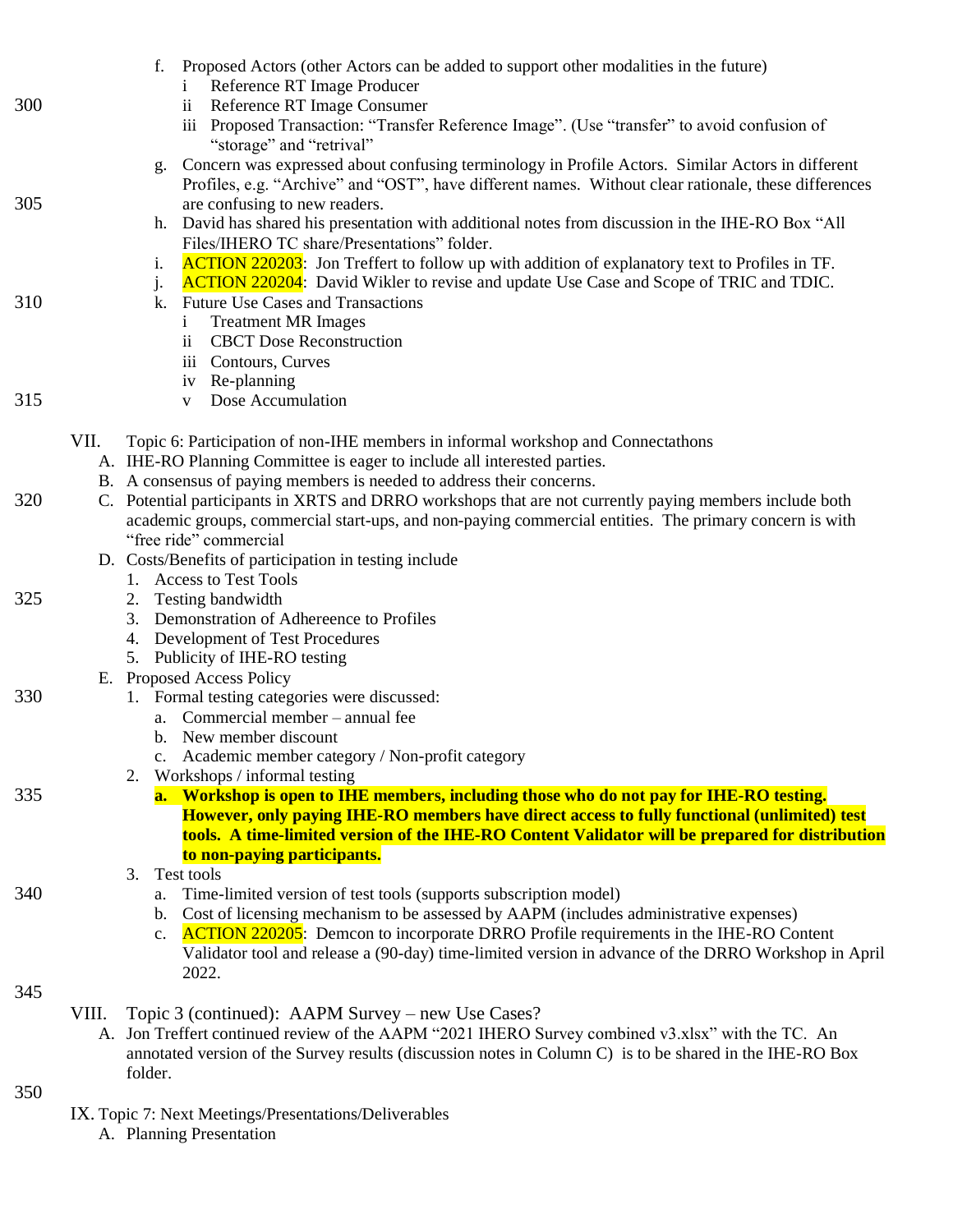f. Proposed Actors (other Actors can be added to support other modalities in the future)
   - i Reference RT Image Producer
   - ii Reference RT Image Consumer
   - iii Proposed Transaction: "Transfer Reference Image". (Use "transfer" to avoid confusion of "storage" and "retrival"

g. Concern was expressed about confusing terminology in Profile Actors. Similar Actors in different Profiles, e.g. "Archive" and "OST", have different names. Without clear rationale, these differences are confusing to new readers.

h. David has shared his presentation with additional notes from discussion in the IHE-RO Box "All Files/IHERO TC share/Presentations" folder.

i. ACTION 220203: Jon Treffert to follow up with addition of explanatory text to Profiles in TF.

j. ACTION 220204: David Wikler to revise and update Use Case and Scope of TRIC and TDIC.

k. Future Use Cases and Transactions
   - i Treatment MR Images
   - ii CBCT Dose Reconstruction
   - iii Contours, Curves
   - iv Re-planning
   - v Dose Accumulation

VII. Topic 6: Participation of non-IHE members in informal workshop and Connectathons

A. IHE-RO Planning Committee is eager to include all interested parties.

B. A consensus of paying members is needed to address their concerns.

C. Potential participants in XRTS and DRRO workshops that are not currently paying members include both academic groups, commercial start-ups, and non-paying commercial entities. The primary concern is with "free ride" commercial

D. Costs/Benefits of participation in testing include
   1. Access to Test Tools
   2. Testing bandwidth
   3. Demonstration of Adhereence to Profiles
   4. Development of Test Procedures
   5. Publicity of IHE-RO testing

E. Proposed Access Policy
   1. Formal testing categories were discussed:
      a. Commercial member – annual fee
      b. New member discount
      c. Academic member category / Non-profit category
   2. Workshops / informal testing
      **a. Workshop is open to IHE members, including those who do not pay for IHE-RO testing. However, only paying IHE-RO members have direct access to fully functional (unlimited) test tools. A time-limited version of the IHE-RO Content Validator will be prepared for distribution to non-paying participants.**
   3. Test tools
      a. Time-limited version of test tools (supports subscription model)
      b. Cost of licensing mechanism to be assessed by AAPM (includes administrative expenses)
      c. ACTION 220205: Demcon to incorporate DRRO Profile requirements in the IHE-RO Content Validator tool and release a (90-day) time-limited version in advance of the DRRO Workshop in April 2022.

VIII. Topic 3 (continued): AAPM Survey – new Use Cases?

A. Jon Treffert continued review of the AAPM "2021 IHERO Survey combined v3.xlsx" with the TC. An annotated version of the Survey results (discussion notes in Column C) is to be shared in the IHE-RO Box folder.

IX. Topic 7: Next Meetings/Presentations/Deliverables

A. Planning Presentation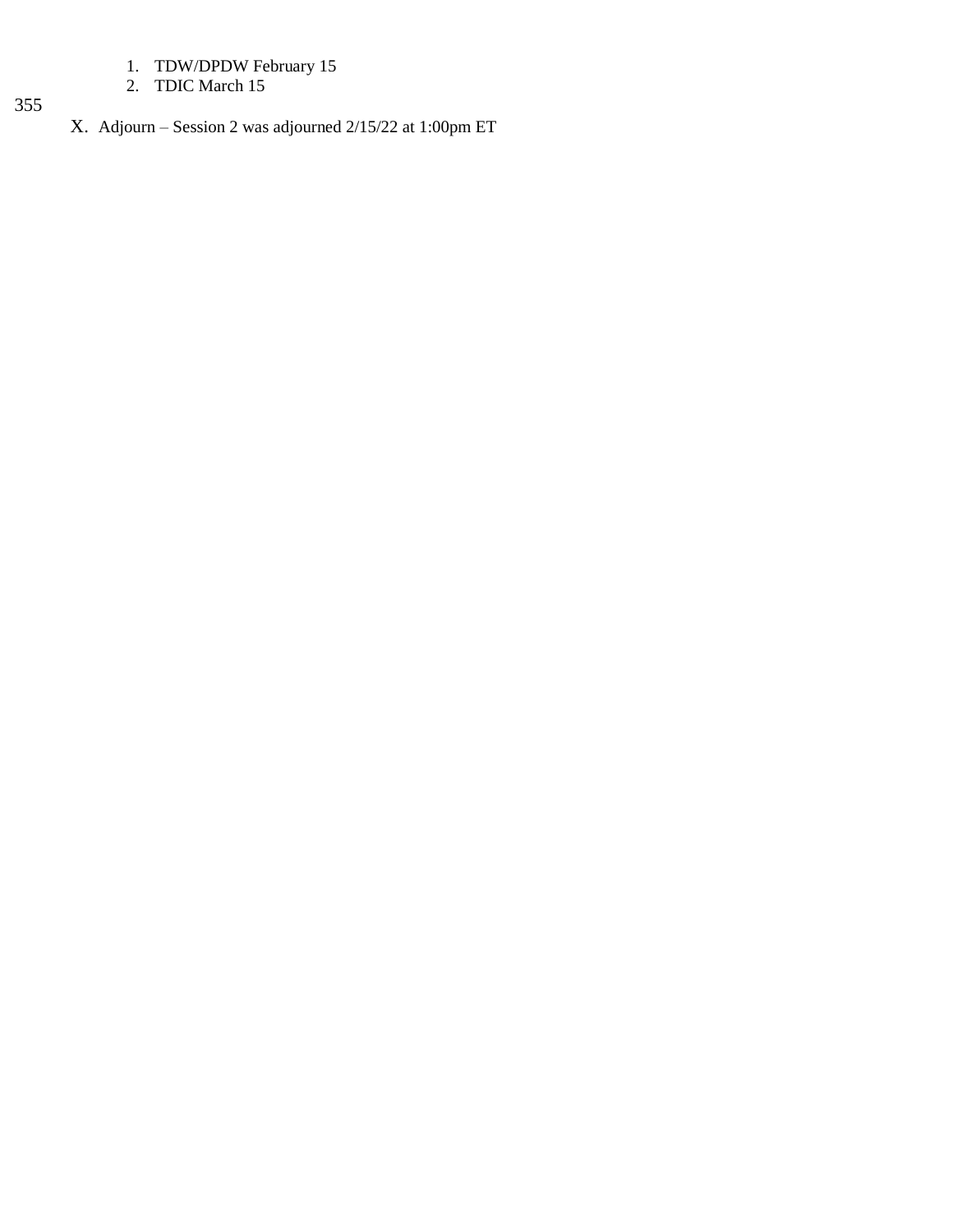1. TDW/DPDW February 15
2. TDIC March 15

355

X. Adjourn – Session 2 was adjourned 2/15/22 at 1:00pm ET